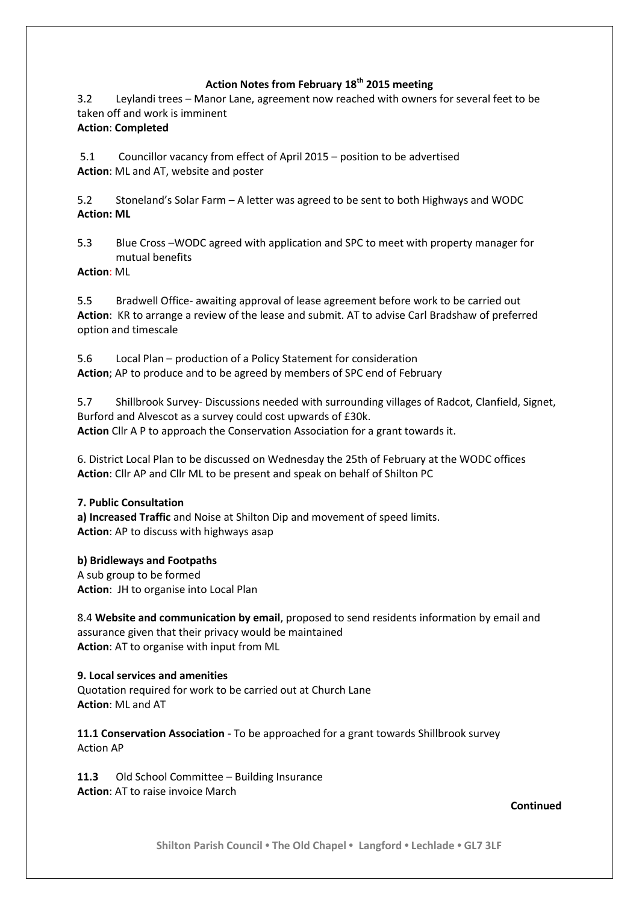# Action Notes from February 18th 2015 meeting

3.2 Leylandi trees – Manor Lane, agreement now reached with owners for several feet to be taken off and work is imminent
**Action**: **Completed**

5.1 Councillor vacancy from effect of April 2015 – position to be advertised
**Action**: ML and AT, website and poster

5.2 Stoneland's Solar Farm – A letter was agreed to be sent to both Highways and WODC
**Action: ML**

5.3 Blue Cross –WODC agreed with application and SPC to meet with property manager for mutual benefits
**Action**: ML

5.5 Bradwell Office- awaiting approval of lease agreement before work to be carried out
**Action**: KR to arrange a review of the lease and submit. AT to advise Carl Bradshaw of preferred option and timescale

5.6 Local Plan – production of a Policy Statement for consideration
**Action**; AP to produce and to be agreed by members of SPC end of February

5.7 Shillbrook Survey- Discussions needed with surrounding villages of Radcot, Clanfield, Signet, Burford and Alvescot as a survey could cost upwards of £30k.
**Action** Cllr A P to approach the Conservation Association for a grant towards it.

6. District Local Plan to be discussed on Wednesday the 25th of February at the WODC offices
**Action**: Cllr AP and Cllr ML to be present and speak on behalf of Shilton PC

**7. Public Consultation**

**a) Increased Traffic** and Noise at Shilton Dip and movement of speed limits.
**Action**: AP to discuss with highways asap

**b) Bridleways and Footpaths**
A sub group to be formed
**Action**: JH to organise into Local Plan

8.4 **Website and communication by email**, proposed to send residents information by email and assurance given that their privacy would be maintained
**Action**: AT to organise with input from ML

**9. Local services and amenities**
Quotation required for work to be carried out at Church Lane
**Action**: ML and AT

**11.1 Conservation Association** - To be approached for a grant towards Shillbrook survey
Action AP

**11.3** Old School Committee – Building Insurance
**Action**: AT to raise invoice March

**Continued**

Shilton Parish Council • The Old Chapel • Langford • Lechlade • GL7 3LF